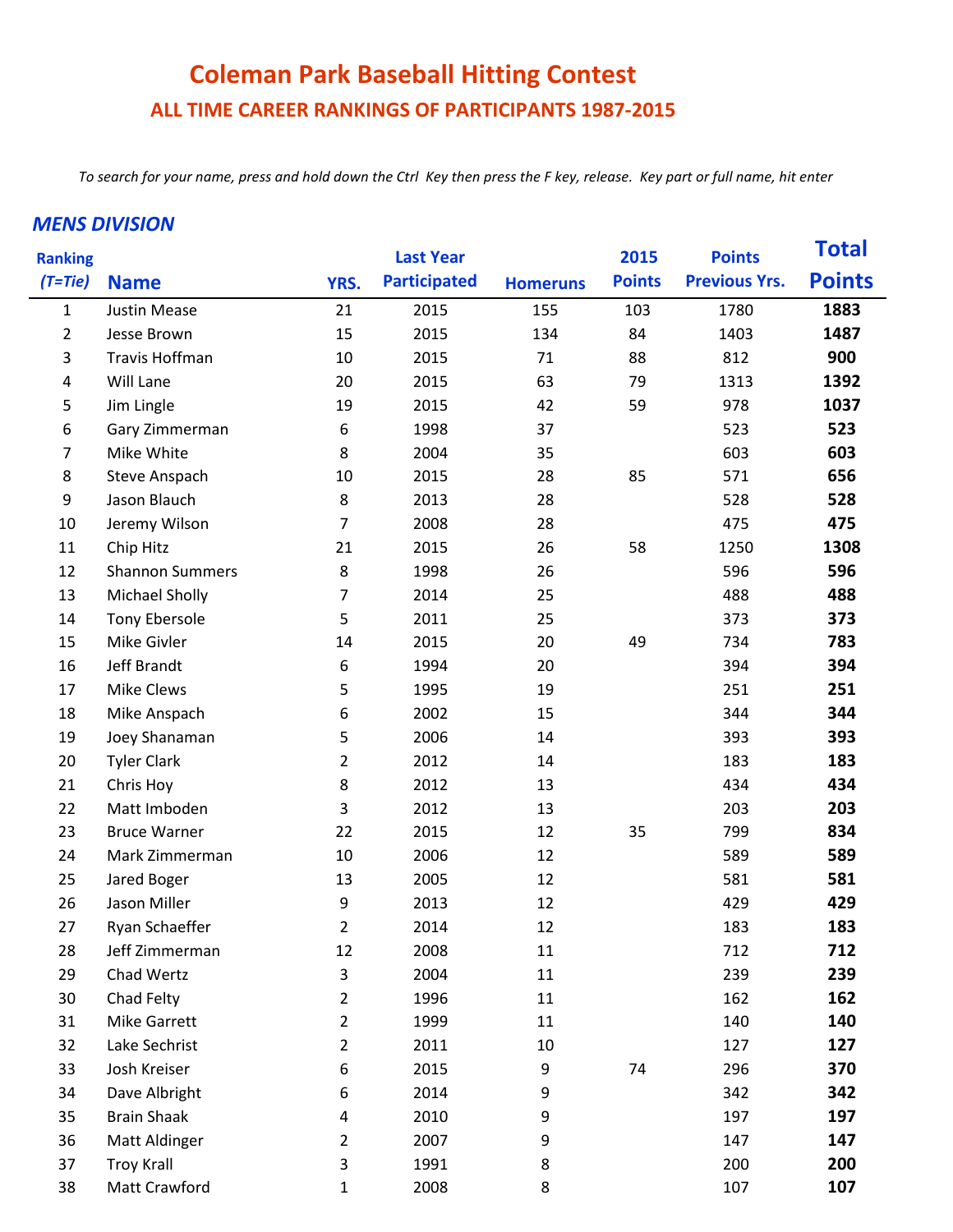# Coleman Park Baseball Hitting Contest

## ALL TIME CAREER RANKINGS OF PARTICIPANTS 1987-2015

*To search for your name, press and hold down the Ctrl Key then press the F key, release. Key part or full name, hit enter*

### *MENS DIVISION*

| Ranking *(T=Tie)* | Name | YRS. | Last Year Participated | Homeruns | 2015 Points | Points Previous Yrs. | Total Points |
|---|---|---|---|---|---|---|---|
| 1 | Justin Mease | 21 | 2015 | 155 | 103 | 1780 | **1883** |
| 2 | Jesse Brown | 15 | 2015 | 134 | 84 | 1403 | **1487** |
| 3 | Travis Hoffman | 10 | 2015 | 71 | 88 | 812 | **900** |
| 4 | Will Lane | 20 | 2015 | 63 | 79 | 1313 | **1392** |
| 5 | Jim Lingle | 19 | 2015 | 42 | 59 | 978 | **1037** |
| 6 | Gary Zimmerman | 6 | 1998 | 37 | | 523 | **523** |
| 7 | Mike White | 8 | 2004 | 35 | | 603 | **603** |
| 8 | Steve Anspach | 10 | 2015 | 28 | 85 | 571 | **656** |
| 9 | Jason Blauch | 8 | 2013 | 28 | | 528 | **528** |
| 10 | Jeremy Wilson | 7 | 2008 | 28 | | 475 | **475** |
| 11 | Chip Hitz | 21 | 2015 | 26 | 58 | 1250 | **1308** |
| 12 | Shannon Summers | 8 | 1998 | 26 | | 596 | **596** |
| 13 | Michael Sholly | 7 | 2014 | 25 | | 488 | **488** |
| 14 | Tony Ebersole | 5 | 2011 | 25 | | 373 | **373** |
| 15 | Mike Givler | 14 | 2015 | 20 | 49 | 734 | **783** |
| 16 | Jeff Brandt | 6 | 1994 | 20 | | 394 | **394** |
| 17 | Mike Clews | 5 | 1995 | 19 | | 251 | **251** |
| 18 | Mike Anspach | 6 | 2002 | 15 | | 344 | **344** |
| 19 | Joey Shanaman | 5 | 2006 | 14 | | 393 | **393** |
| 20 | Tyler Clark | 2 | 2012 | 14 | | 183 | **183** |
| 21 | Chris Hoy | 8 | 2012 | 13 | | 434 | **434** |
| 22 | Matt Imboden | 3 | 2012 | 13 | | 203 | **203** |
| 23 | Bruce Warner | 22 | 2015 | 12 | 35 | 799 | **834** |
| 24 | Mark Zimmerman | 10 | 2006 | 12 | | 589 | **589** |
| 25 | Jared Boger | 13 | 2005 | 12 | | 581 | **581** |
| 26 | Jason Miller | 9 | 2013 | 12 | | 429 | **429** |
| 27 | Ryan Schaeffer | 2 | 2014 | 12 | | 183 | **183** |
| 28 | Jeff Zimmerman | 12 | 2008 | 11 | | 712 | **712** |
| 29 | Chad Wertz | 3 | 2004 | 11 | | 239 | **239** |
| 30 | Chad Felty | 2 | 1996 | 11 | | 162 | **162** |
| 31 | Mike Garrett | 2 | 1999 | 11 | | 140 | **140** |
| 32 | Lake Sechrist | 2 | 2011 | 10 | | 127 | **127** |
| 33 | Josh Kreiser | 6 | 2015 | 9 | 74 | 296 | **370** |
| 34 | Dave Albright | 6 | 2014 | 9 | | 342 | **342** |
| 35 | Brain Shaak | 4 | 2010 | 9 | | 197 | **197** |
| 36 | Matt Aldinger | 2 | 2007 | 9 | | 147 | **147** |
| 37 | Troy Krall | 3 | 1991 | 8 | | 200 | **200** |
| 38 | Matt Crawford | 1 | 2008 | 8 | | 107 | **107** |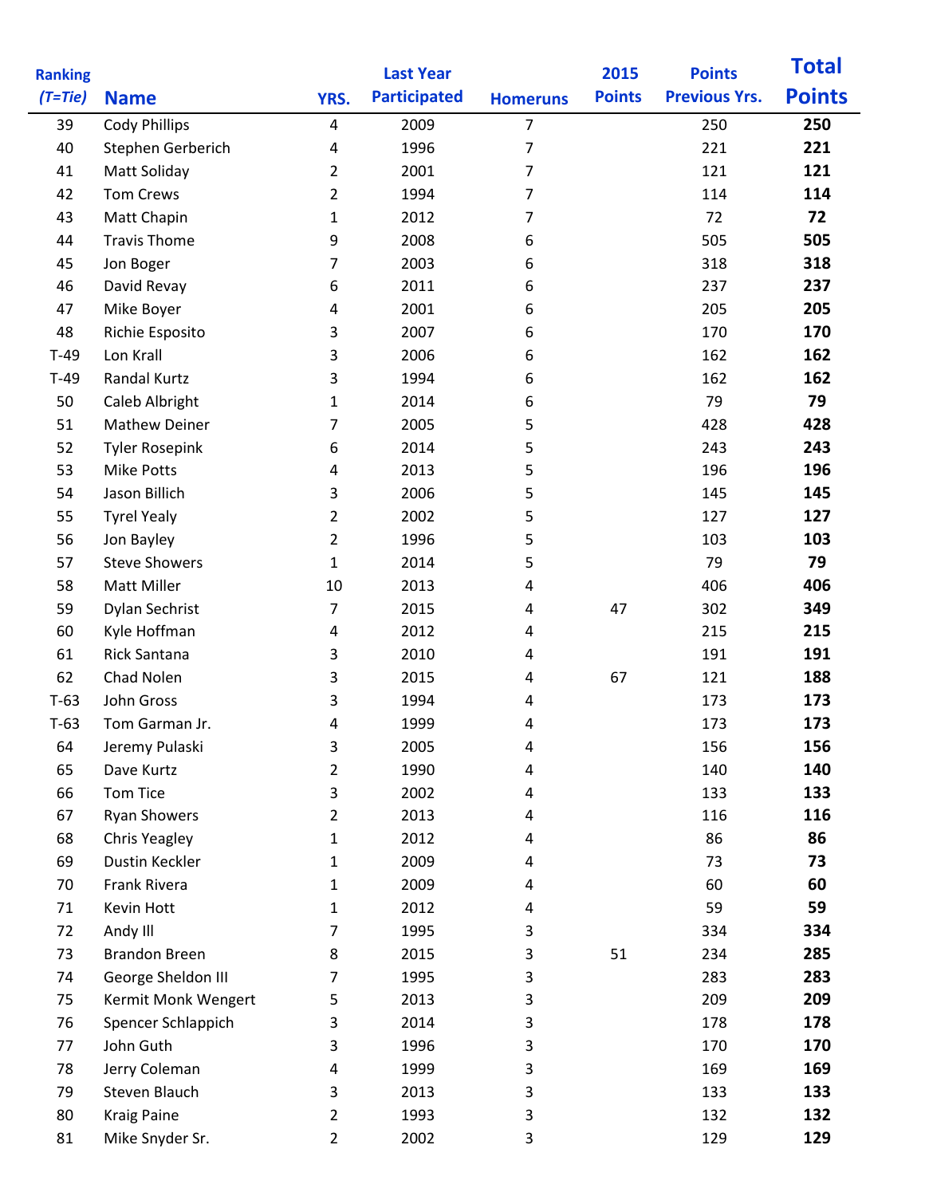| Ranking (T=Tie) | Name | YRS. | Last Year Participated | Homeruns | 2015 Points | Points Previous Yrs. | Total Points |
|---|---|---|---|---|---|---|---|
| 39 | Cody Phillips | 4 | 2009 | 7 | | 250 | **250** |
| 40 | Stephen Gerberich | 4 | 1996 | 7 | | 221 | **221** |
| 41 | Matt Soliday | 2 | 2001 | 7 | | 121 | **121** |
| 42 | Tom Crews | 2 | 1994 | 7 | | 114 | **114** |
| 43 | Matt Chapin | 1 | 2012 | 7 | | 72 | **72** |
| 44 | Travis Thome | 9 | 2008 | 6 | | 505 | **505** |
| 45 | Jon Boger | 7 | 2003 | 6 | | 318 | **318** |
| 46 | David Revay | 6 | 2011 | 6 | | 237 | **237** |
| 47 | Mike Boyer | 4 | 2001 | 6 | | 205 | **205** |
| 48 | Richie Esposito | 3 | 2007 | 6 | | 170 | **170** |
| T-49 | Lon Krall | 3 | 2006 | 6 | | 162 | **162** |
| T-49 | Randal Kurtz | 3 | 1994 | 6 | | 162 | **162** |
| 50 | Caleb Albright | 1 | 2014 | 6 | | 79 | **79** |
| 51 | Mathew Deiner | 7 | 2005 | 5 | | 428 | **428** |
| 52 | Tyler Rosepink | 6 | 2014 | 5 | | 243 | **243** |
| 53 | Mike Potts | 4 | 2013 | 5 | | 196 | **196** |
| 54 | Jason Billich | 3 | 2006 | 5 | | 145 | **145** |
| 55 | Tyrel Yealy | 2 | 2002 | 5 | | 127 | **127** |
| 56 | Jon Bayley | 2 | 1996 | 5 | | 103 | **103** |
| 57 | Steve Showers | 1 | 2014 | 5 | | 79 | **79** |
| 58 | Matt Miller | 10 | 2013 | 4 | | 406 | **406** |
| 59 | Dylan Sechrist | 7 | 2015 | 4 | 47 | 302 | **349** |
| 60 | Kyle Hoffman | 4 | 2012 | 4 | | 215 | **215** |
| 61 | Rick Santana | 3 | 2010 | 4 | | 191 | **191** |
| 62 | Chad Nolen | 3 | 2015 | 4 | 67 | 121 | **188** |
| T-63 | John Gross | 3 | 1994 | 4 | | 173 | **173** |
| T-63 | Tom Garman Jr. | 4 | 1999 | 4 | | 173 | **173** |
| 64 | Jeremy Pulaski | 3 | 2005 | 4 | | 156 | **156** |
| 65 | Dave Kurtz | 2 | 1990 | 4 | | 140 | **140** |
| 66 | Tom Tice | 3 | 2002 | 4 | | 133 | **133** |
| 67 | Ryan Showers | 2 | 2013 | 4 | | 116 | **116** |
| 68 | Chris Yeagley | 1 | 2012 | 4 | | 86 | **86** |
| 69 | Dustin Keckler | 1 | 2009 | 4 | | 73 | **73** |
| 70 | Frank Rivera | 1 | 2009 | 4 | | 60 | **60** |
| 71 | Kevin Hott | 1 | 2012 | 4 | | 59 | **59** |
| 72 | Andy Ill | 7 | 1995 | 3 | | 334 | **334** |
| 73 | Brandon Breen | 8 | 2015 | 3 | 51 | 234 | **285** |
| 74 | George Sheldon III | 7 | 1995 | 3 | | 283 | **283** |
| 75 | Kermit Monk Wengert | 5 | 2013 | 3 | | 209 | **209** |
| 76 | Spencer Schlappich | 3 | 2014 | 3 | | 178 | **178** |
| 77 | John Guth | 3 | 1996 | 3 | | 170 | **170** |
| 78 | Jerry Coleman | 4 | 1999 | 3 | | 169 | **169** |
| 79 | Steven Blauch | 3 | 2013 | 3 | | 133 | **133** |
| 80 | Kraig Paine | 2 | 1993 | 3 | | 132 | **132** |
| 81 | Mike Snyder Sr. | 2 | 2002 | 3 | | 129 | **129** |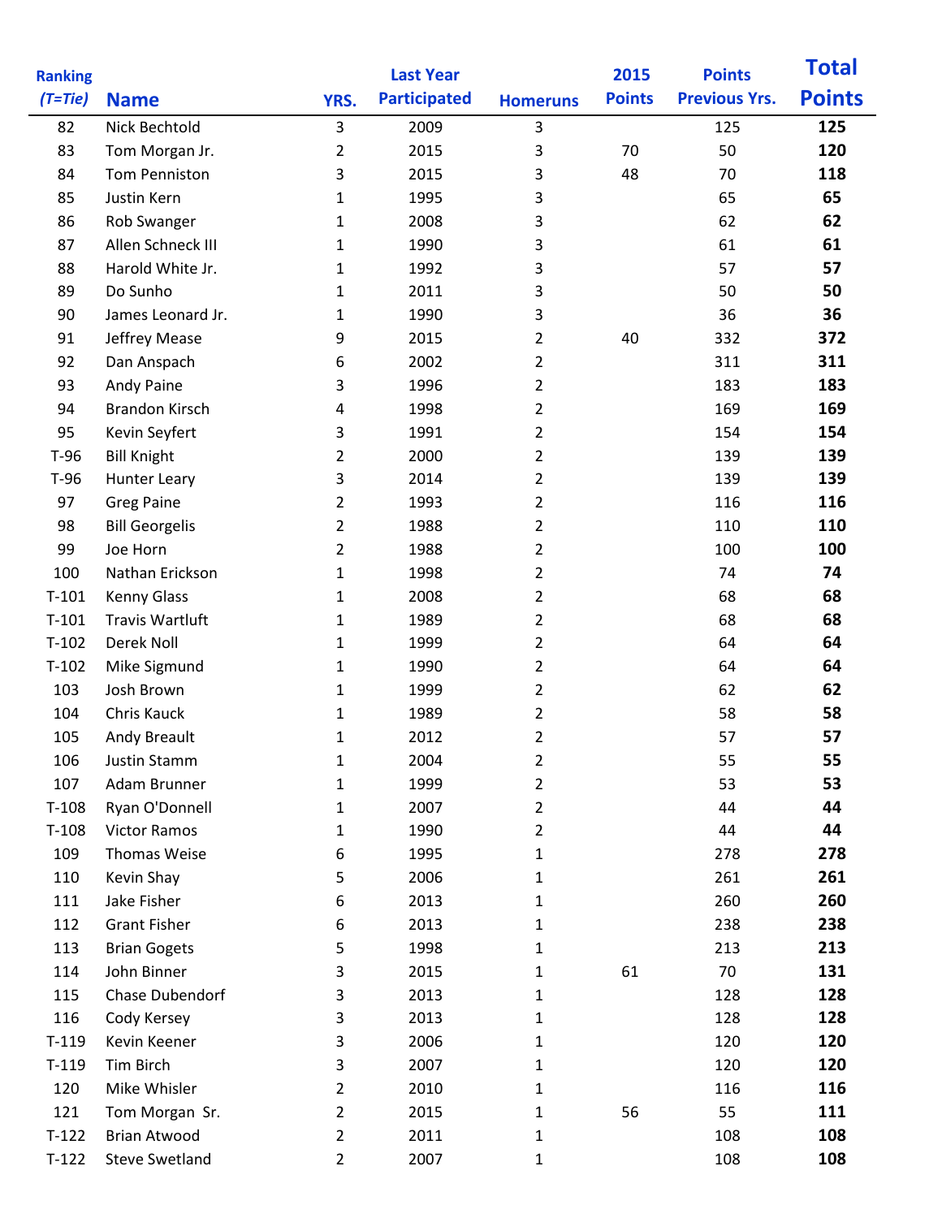| Ranking (T=Tie) | Name | YRS. | Last Year Participated | Homeruns | 2015 Points | Points Previous Yrs. | Total Points |
|---|---|---|---|---|---|---|---|
| 82 | Nick Bechtold | 3 | 2009 | 3 | | 125 | **125** |
| 83 | Tom Morgan Jr. | 2 | 2015 | 3 | 70 | 50 | **120** |
| 84 | Tom Penniston | 3 | 2015 | 3 | 48 | 70 | **118** |
| 85 | Justin Kern | 1 | 1995 | 3 | | 65 | **65** |
| 86 | Rob Swanger | 1 | 2008 | 3 | | 62 | **62** |
| 87 | Allen Schneck III | 1 | 1990 | 3 | | 61 | **61** |
| 88 | Harold White Jr. | 1 | 1992 | 3 | | 57 | **57** |
| 89 | Do Sunho | 1 | 2011 | 3 | | 50 | **50** |
| 90 | James Leonard Jr. | 1 | 1990 | 3 | | 36 | **36** |
| 91 | Jeffrey Mease | 9 | 2015 | 2 | 40 | 332 | **372** |
| 92 | Dan Anspach | 6 | 2002 | 2 | | 311 | **311** |
| 93 | Andy Paine | 3 | 1996 | 2 | | 183 | **183** |
| 94 | Brandon Kirsch | 4 | 1998 | 2 | | 169 | **169** |
| 95 | Kevin Seyfert | 3 | 1991 | 2 | | 154 | **154** |
| T-96 | Bill Knight | 2 | 2000 | 2 | | 139 | **139** |
| T-96 | Hunter Leary | 3 | 2014 | 2 | | 139 | **139** |
| 97 | Greg Paine | 2 | 1993 | 2 | | 116 | **116** |
| 98 | Bill Georgelis | 2 | 1988 | 2 | | 110 | **110** |
| 99 | Joe Horn | 2 | 1988 | 2 | | 100 | **100** |
| 100 | Nathan Erickson | 1 | 1998 | 2 | | 74 | **74** |
| T-101 | Kenny Glass | 1 | 2008 | 2 | | 68 | **68** |
| T-101 | Travis Wartluft | 1 | 1989 | 2 | | 68 | **68** |
| T-102 | Derek Noll | 1 | 1999 | 2 | | 64 | **64** |
| T-102 | Mike Sigmund | 1 | 1990 | 2 | | 64 | **64** |
| 103 | Josh Brown | 1 | 1999 | 2 | | 62 | **62** |
| 104 | Chris Kauck | 1 | 1989 | 2 | | 58 | **58** |
| 105 | Andy Breault | 1 | 2012 | 2 | | 57 | **57** |
| 106 | Justin Stamm | 1 | 2004 | 2 | | 55 | **55** |
| 107 | Adam Brunner | 1 | 1999 | 2 | | 53 | **53** |
| T-108 | Ryan O'Donnell | 1 | 2007 | 2 | | 44 | **44** |
| T-108 | Victor Ramos | 1 | 1990 | 2 | | 44 | **44** |
| 109 | Thomas Weise | 6 | 1995 | 1 | | 278 | **278** |
| 110 | Kevin Shay | 5 | 2006 | 1 | | 261 | **261** |
| 111 | Jake Fisher | 6 | 2013 | 1 | | 260 | **260** |
| 112 | Grant Fisher | 6 | 2013 | 1 | | 238 | **238** |
| 113 | Brian Gogets | 5 | 1998 | 1 | | 213 | **213** |
| 114 | John Binner | 3 | 2015 | 1 | 61 | 70 | **131** |
| 115 | Chase Dubendorf | 3 | 2013 | 1 | | 128 | **128** |
| 116 | Cody Kersey | 3 | 2013 | 1 | | 128 | **128** |
| T-119 | Kevin Keener | 3 | 2006 | 1 | | 120 | **120** |
| T-119 | Tim Birch | 3 | 2007 | 1 | | 120 | **120** |
| 120 | Mike Whisler | 2 | 2010 | 1 | | 116 | **116** |
| 121 | Tom Morgan Sr. | 2 | 2015 | 1 | 56 | 55 | **111** |
| T-122 | Brian Atwood | 2 | 2011 | 1 | | 108 | **108** |
| T-122 | Steve Swetland | 2 | 2007 | 1 | | 108 | **108** |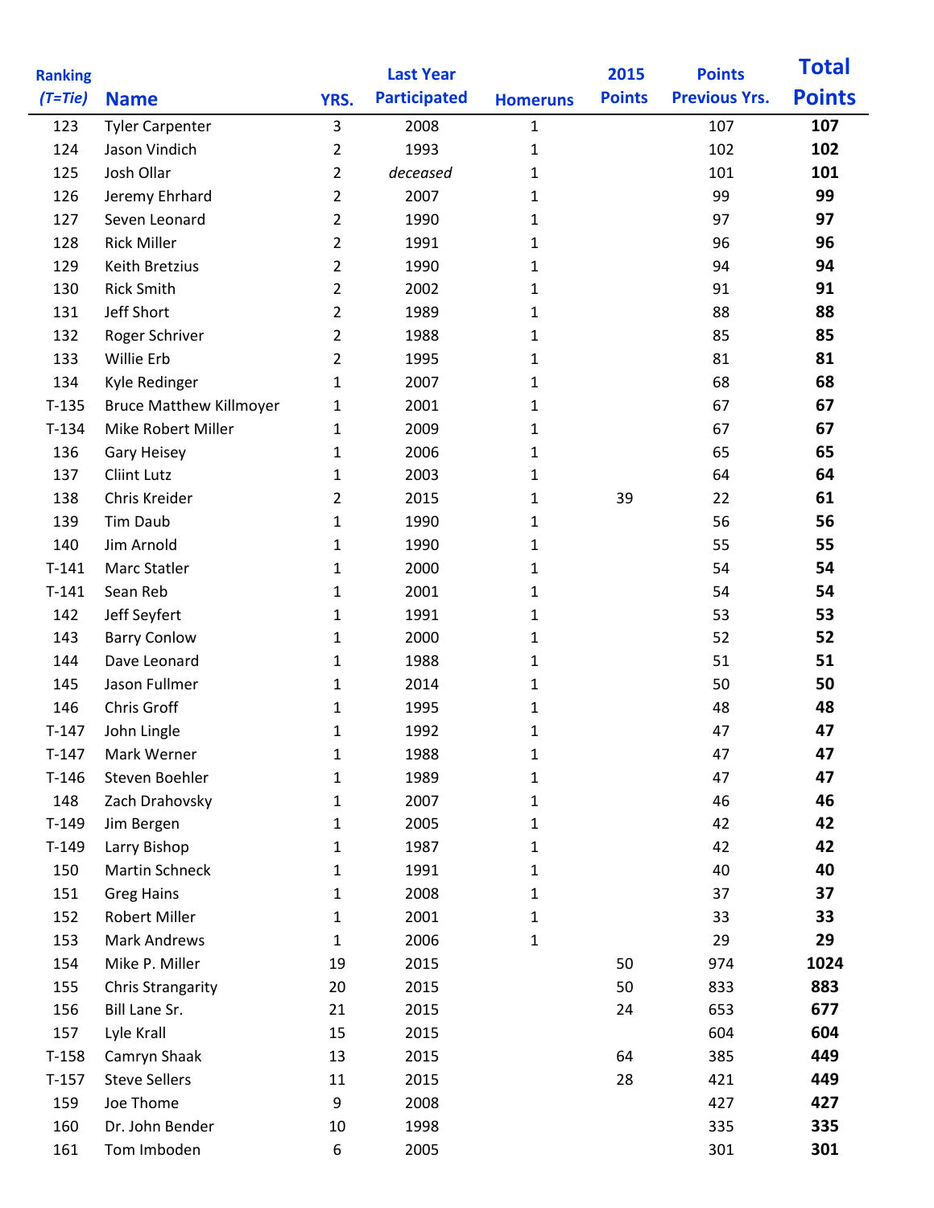| Ranking (T=Tie) | Name | YRS. | Last Year Participated | Homeruns | 2015 Points | Points Previous Yrs. | Total Points |
|---|---|---|---|---|---|---|---|
| 123 | Tyler Carpenter | 3 | 2008 | 1 | | 107 | **107** |
| 124 | Jason Vindich | 2 | 1993 | 1 | | 102 | **102** |
| 125 | Josh Ollar | 2 | *deceased* | 1 | | 101 | **101** |
| 126 | Jeremy Ehrhard | 2 | 2007 | 1 | | 99 | **99** |
| 127 | Seven Leonard | 2 | 1990 | 1 | | 97 | **97** |
| 128 | Rick Miller | 2 | 1991 | 1 | | 96 | **96** |
| 129 | Keith Bretzius | 2 | 1990 | 1 | | 94 | **94** |
| 130 | Rick Smith | 2 | 2002 | 1 | | 91 | **91** |
| 131 | Jeff Short | 2 | 1989 | 1 | | 88 | **88** |
| 132 | Roger Schriver | 2 | 1988 | 1 | | 85 | **85** |
| 133 | Willie Erb | 2 | 1995 | 1 | | 81 | **81** |
| 134 | Kyle Redinger | 1 | 2007 | 1 | | 68 | **68** |
| T-135 | Bruce Matthew Killmoyer | 1 | 2001 | 1 | | 67 | **67** |
| T-134 | Mike Robert Miller | 1 | 2009 | 1 | | 67 | **67** |
| 136 | Gary Heisey | 1 | 2006 | 1 | | 65 | **65** |
| 137 | Cliint Lutz | 1 | 2003 | 1 | | 64 | **64** |
| 138 | Chris Kreider | 2 | 2015 | 1 | 39 | 22 | **61** |
| 139 | Tim Daub | 1 | 1990 | 1 | | 56 | **56** |
| 140 | Jim Arnold | 1 | 1990 | 1 | | 55 | **55** |
| T-141 | Marc Statler | 1 | 2000 | 1 | | 54 | **54** |
| T-141 | Sean Reb | 1 | 2001 | 1 | | 54 | **54** |
| 142 | Jeff Seyfert | 1 | 1991 | 1 | | 53 | **53** |
| 143 | Barry Conlow | 1 | 2000 | 1 | | 52 | **52** |
| 144 | Dave Leonard | 1 | 1988 | 1 | | 51 | **51** |
| 145 | Jason Fullmer | 1 | 2014 | 1 | | 50 | **50** |
| 146 | Chris Groff | 1 | 1995 | 1 | | 48 | **48** |
| T-147 | John Lingle | 1 | 1992 | 1 | | 47 | **47** |
| T-147 | Mark Werner | 1 | 1988 | 1 | | 47 | **47** |
| T-146 | Steven Boehler | 1 | 1989 | 1 | | 47 | **47** |
| 148 | Zach Drahovsky | 1 | 2007 | 1 | | 46 | **46** |
| T-149 | Jim Bergen | 1 | 2005 | 1 | | 42 | **42** |
| T-149 | Larry Bishop | 1 | 1987 | 1 | | 42 | **42** |
| 150 | Martin Schneck | 1 | 1991 | 1 | | 40 | **40** |
| 151 | Greg Hains | 1 | 2008 | 1 | | 37 | **37** |
| 152 | Robert Miller | 1 | 2001 | 1 | | 33 | **33** |
| 153 | Mark Andrews | 1 | 2006 | 1 | | 29 | **29** |
| 154 | Mike P. Miller | 19 | 2015 | | 50 | 974 | **1024** |
| 155 | Chris Strangarity | 20 | 2015 | | 50 | 833 | **883** |
| 156 | Bill Lane Sr. | 21 | 2015 | | 24 | 653 | **677** |
| 157 | Lyle Krall | 15 | 2015 | | | 604 | **604** |
| T-158 | Camryn Shaak | 13 | 2015 | | 64 | 385 | **449** |
| T-157 | Steve Sellers | 11 | 2015 | | 28 | 421 | **449** |
| 159 | Joe Thome | 9 | 2008 | | | 427 | **427** |
| 160 | Dr. John Bender | 10 | 1998 | | | 335 | **335** |
| 161 | Tom Imboden | 6 | 2005 | | | 301 | **301** |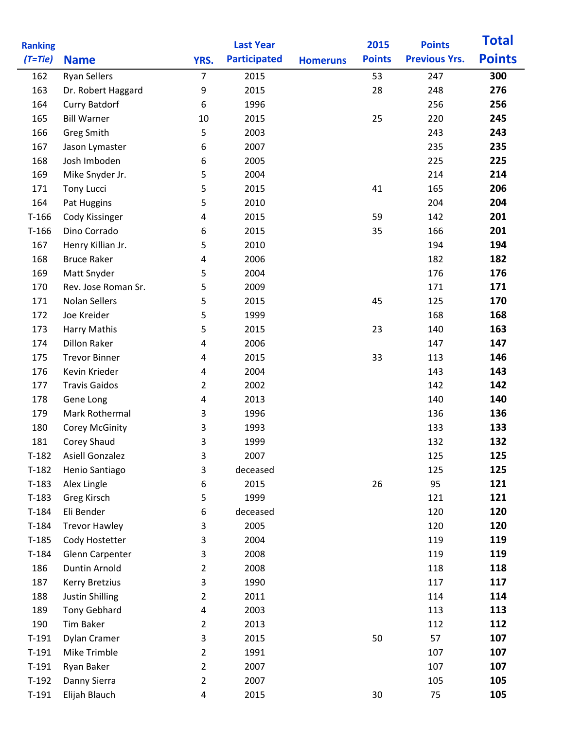| Ranking (T=Tie) | Name | YRS. | Last Year Participated | Homeruns | 2015 Points | Points Previous Yrs. | Total Points |
|---|---|---|---|---|---|---|---|
| 162 | Ryan Sellers | 7 | 2015 | | 53 | 247 | **300** |
| 163 | Dr. Robert Haggard | 9 | 2015 | | 28 | 248 | **276** |
| 164 | Curry Batdorf | 6 | 1996 | | | 256 | **256** |
| 165 | Bill Warner | 10 | 2015 | | 25 | 220 | **245** |
| 166 | Greg Smith | 5 | 2003 | | | 243 | **243** |
| 167 | Jason Lymaster | 6 | 2007 | | | 235 | **235** |
| 168 | Josh Imboden | 6 | 2005 | | | 225 | **225** |
| 169 | Mike Snyder Jr. | 5 | 2004 | | | 214 | **214** |
| 171 | Tony Lucci | 5 | 2015 | | 41 | 165 | **206** |
| 164 | Pat Huggins | 5 | 2010 | | | 204 | **204** |
| T-166 | Cody Kissinger | 4 | 2015 | | 59 | 142 | **201** |
| T-166 | Dino Corrado | 6 | 2015 | | 35 | 166 | **201** |
| 167 | Henry Killian Jr. | 5 | 2010 | | | 194 | **194** |
| 168 | Bruce Raker | 4 | 2006 | | | 182 | **182** |
| 169 | Matt Snyder | 5 | 2004 | | | 176 | **176** |
| 170 | Rev. Jose Roman Sr. | 5 | 2009 | | | 171 | **171** |
| 171 | Nolan Sellers | 5 | 2015 | | 45 | 125 | **170** |
| 172 | Joe Kreider | 5 | 1999 | | | 168 | **168** |
| 173 | Harry Mathis | 5 | 2015 | | 23 | 140 | **163** |
| 174 | Dillon Raker | 4 | 2006 | | | 147 | **147** |
| 175 | Trevor Binner | 4 | 2015 | | 33 | 113 | **146** |
| 176 | Kevin Krieder | 4 | 2004 | | | 143 | **143** |
| 177 | Travis Gaidos | 2 | 2002 | | | 142 | **142** |
| 178 | Gene Long | 4 | 2013 | | | 140 | **140** |
| 179 | Mark Rothermal | 3 | 1996 | | | 136 | **136** |
| 180 | Corey McGinity | 3 | 1993 | | | 133 | **133** |
| 181 | Corey Shaud | 3 | 1999 | | | 132 | **132** |
| T-182 | Asiell Gonzalez | 3 | 2007 | | | 125 | **125** |
| T-182 | Henio Santiago | 3 | deceased | | | 125 | **125** |
| T-183 | Alex Lingle | 6 | 2015 | | 26 | 95 | **121** |
| T-183 | Greg Kirsch | 5 | 1999 | | | 121 | **121** |
| T-184 | Eli Bender | 6 | deceased | | | 120 | **120** |
| T-184 | Trevor Hawley | 3 | 2005 | | | 120 | **120** |
| T-185 | Cody Hostetter | 3 | 2004 | | | 119 | **119** |
| T-184 | Glenn Carpenter | 3 | 2008 | | | 119 | **119** |
| 186 | Duntin Arnold | 2 | 2008 | | | 118 | **118** |
| 187 | Kerry Bretzius | 3 | 1990 | | | 117 | **117** |
| 188 | Justin Shilling | 2 | 2011 | | | 114 | **114** |
| 189 | Tony Gebhard | 4 | 2003 | | | 113 | **113** |
| 190 | Tim Baker | 2 | 2013 | | | 112 | **112** |
| T-191 | Dylan Cramer | 3 | 2015 | | 50 | 57 | **107** |
| T-191 | Mike Trimble | 2 | 1991 | | | 107 | **107** |
| T-191 | Ryan Baker | 2 | 2007 | | | 107 | **107** |
| T-192 | Danny Sierra | 2 | 2007 | | | 105 | **105** |
| T-191 | Elijah Blauch | 4 | 2015 | | 30 | 75 | **105** |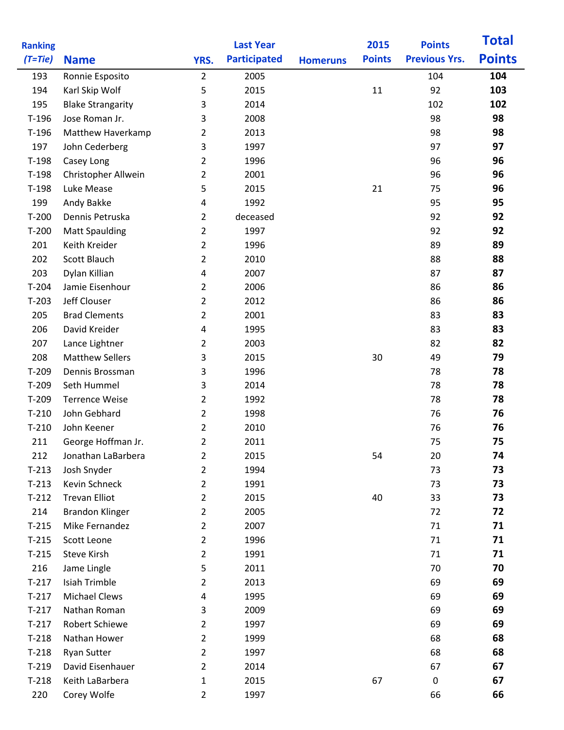| Ranking (T=Tie) | Name | YRS. | Last Year Participated | Homeruns | 2015 Points | Points Previous Yrs. | Total Points |
|---|---|---|---|---|---|---|---|
| 193 | Ronnie Esposito | 2 | 2005 | | | 104 | **104** |
| 194 | Karl Skip Wolf | 5 | 2015 | | 11 | 92 | **103** |
| 195 | Blake Strangarity | 3 | 2014 | | | 102 | **102** |
| T-196 | Jose Roman Jr. | 3 | 2008 | | | 98 | **98** |
| T-196 | Matthew Haverkamp | 2 | 2013 | | | 98 | **98** |
| 197 | John Cederberg | 3 | 1997 | | | 97 | **97** |
| T-198 | Casey Long | 2 | 1996 | | | 96 | **96** |
| T-198 | Christopher Allwein | 2 | 2001 | | | 96 | **96** |
| T-198 | Luke Mease | 5 | 2015 | | 21 | 75 | **96** |
| 199 | Andy Bakke | 4 | 1992 | | | 95 | **95** |
| T-200 | Dennis Petruska | 2 | deceased | | | 92 | **92** |
| T-200 | Matt Spaulding | 2 | 1997 | | | 92 | **92** |
| 201 | Keith Kreider | 2 | 1996 | | | 89 | **89** |
| 202 | Scott Blauch | 2 | 2010 | | | 88 | **88** |
| 203 | Dylan Killian | 4 | 2007 | | | 87 | **87** |
| T-204 | Jamie Eisenhour | 2 | 2006 | | | 86 | **86** |
| T-203 | Jeff Clouser | 2 | 2012 | | | 86 | **86** |
| 205 | Brad Clements | 2 | 2001 | | | 83 | **83** |
| 206 | David Kreider | 4 | 1995 | | | 83 | **83** |
| 207 | Lance Lightner | 2 | 2003 | | | 82 | **82** |
| 208 | Matthew Sellers | 3 | 2015 | | 30 | 49 | **79** |
| T-209 | Dennis Brossman | 3 | 1996 | | | 78 | **78** |
| T-209 | Seth Hummel | 3 | 2014 | | | 78 | **78** |
| T-209 | Terrence Weise | 2 | 1992 | | | 78 | **78** |
| T-210 | John Gebhard | 2 | 1998 | | | 76 | **76** |
| T-210 | John Keener | 2 | 2010 | | | 76 | **76** |
| 211 | George Hoffman Jr. | 2 | 2011 | | | 75 | **75** |
| 212 | Jonathan LaBarbera | 2 | 2015 | | 54 | 20 | **74** |
| T-213 | Josh Snyder | 2 | 1994 | | | 73 | **73** |
| T-213 | Kevin Schneck | 2 | 1991 | | | 73 | **73** |
| T-212 | Trevan Elliot | 2 | 2015 | | 40 | 33 | **73** |
| 214 | Brandon Klinger | 2 | 2005 | | | 72 | **72** |
| T-215 | Mike Fernandez | 2 | 2007 | | | 71 | **71** |
| T-215 | Scott Leone | 2 | 1996 | | | 71 | **71** |
| T-215 | Steve Kirsh | 2 | 1991 | | | 71 | **71** |
| 216 | Jame Lingle | 5 | 2011 | | | 70 | **70** |
| T-217 | Isiah Trimble | 2 | 2013 | | | 69 | **69** |
| T-217 | Michael Clews | 4 | 1995 | | | 69 | **69** |
| T-217 | Nathan Roman | 3 | 2009 | | | 69 | **69** |
| T-217 | Robert Schiewe | 2 | 1997 | | | 69 | **69** |
| T-218 | Nathan Hower | 2 | 1999 | | | 68 | **68** |
| T-218 | Ryan Sutter | 2 | 1997 | | | 68 | **68** |
| T-219 | David Eisenhauer | 2 | 2014 | | | 67 | **67** |
| T-218 | Keith LaBarbera | 1 | 2015 | | 67 | 0 | **67** |
| 220 | Corey Wolfe | 2 | 1997 | | | 66 | **66** |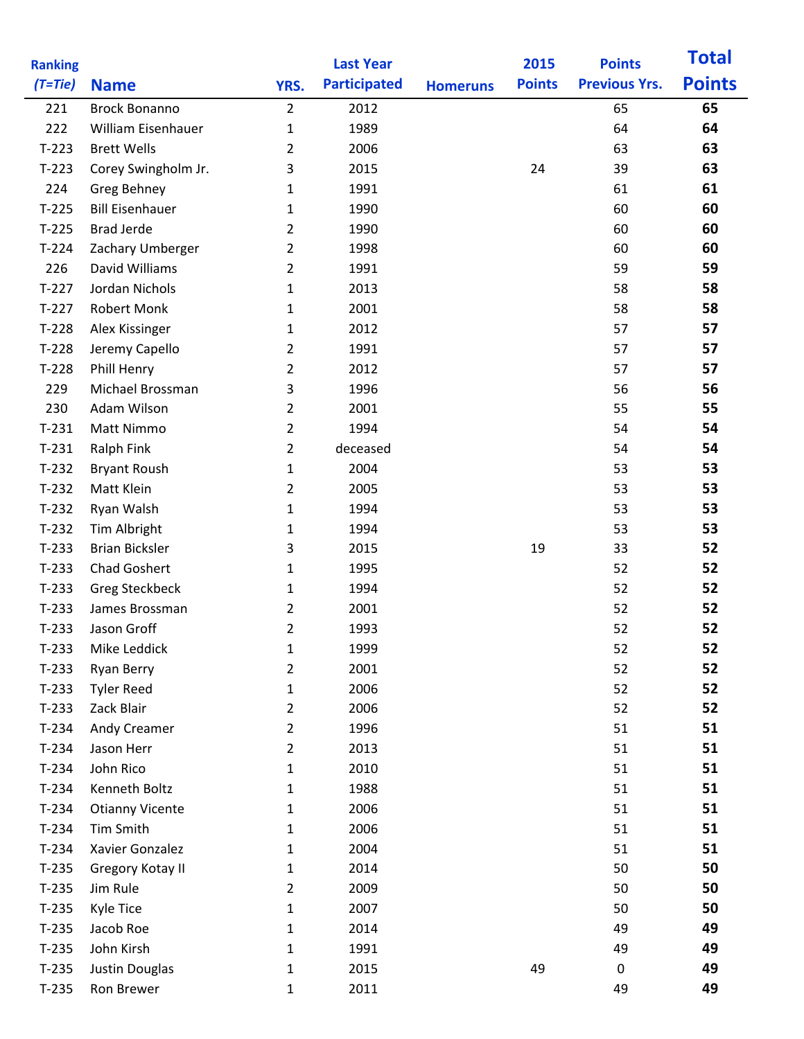| Ranking (T=Tie) | Name | YRS. | Last Year Participated | Homeruns | 2015 Points | Points Previous Yrs. | Total Points |
|---|---|---|---|---|---|---|---|
| 221 | Brock Bonanno | 2 | 2012 | | | 65 | **65** |
| 222 | William Eisenhauer | 1 | 1989 | | | 64 | **64** |
| T-223 | Brett Wells | 2 | 2006 | | | 63 | **63** |
| T-223 | Corey Swingholm Jr. | 3 | 2015 | | 24 | 39 | **63** |
| 224 | Greg Behney | 1 | 1991 | | | 61 | **61** |
| T-225 | Bill Eisenhauer | 1 | 1990 | | | 60 | **60** |
| T-225 | Brad Jerde | 2 | 1990 | | | 60 | **60** |
| T-224 | Zachary Umberger | 2 | 1998 | | | 60 | **60** |
| 226 | David Williams | 2 | 1991 | | | 59 | **59** |
| T-227 | Jordan Nichols | 1 | 2013 | | | 58 | **58** |
| T-227 | Robert Monk | 1 | 2001 | | | 58 | **58** |
| T-228 | Alex Kissinger | 1 | 2012 | | | 57 | **57** |
| T-228 | Jeremy Capello | 2 | 1991 | | | 57 | **57** |
| T-228 | Phill Henry | 2 | 2012 | | | 57 | **57** |
| 229 | Michael Brossman | 3 | 1996 | | | 56 | **56** |
| 230 | Adam Wilson | 2 | 2001 | | | 55 | **55** |
| T-231 | Matt Nimmo | 2 | 1994 | | | 54 | **54** |
| T-231 | Ralph Fink | 2 | deceased | | | 54 | **54** |
| T-232 | Bryant Roush | 1 | 2004 | | | 53 | **53** |
| T-232 | Matt Klein | 2 | 2005 | | | 53 | **53** |
| T-232 | Ryan Walsh | 1 | 1994 | | | 53 | **53** |
| T-232 | Tim Albright | 1 | 1994 | | | 53 | **53** |
| T-233 | Brian Bicksler | 3 | 2015 | | 19 | 33 | **52** |
| T-233 | Chad Goshert | 1 | 1995 | | | 52 | **52** |
| T-233 | Greg Steckbeck | 1 | 1994 | | | 52 | **52** |
| T-233 | James Brossman | 2 | 2001 | | | 52 | **52** |
| T-233 | Jason Groff | 2 | 1993 | | | 52 | **52** |
| T-233 | Mike Leddick | 1 | 1999 | | | 52 | **52** |
| T-233 | Ryan Berry | 2 | 2001 | | | 52 | **52** |
| T-233 | Tyler Reed | 1 | 2006 | | | 52 | **52** |
| T-233 | Zack Blair | 2 | 2006 | | | 52 | **52** |
| T-234 | Andy Creamer | 2 | 1996 | | | 51 | **51** |
| T-234 | Jason Herr | 2 | 2013 | | | 51 | **51** |
| T-234 | John Rico | 1 | 2010 | | | 51 | **51** |
| T-234 | Kenneth Boltz | 1 | 1988 | | | 51 | **51** |
| T-234 | Otianny Vicente | 1 | 2006 | | | 51 | **51** |
| T-234 | Tim Smith | 1 | 2006 | | | 51 | **51** |
| T-234 | Xavier Gonzalez | 1 | 2004 | | | 51 | **51** |
| T-235 | Gregory Kotay II | 1 | 2014 | | | 50 | **50** |
| T-235 | Jim Rule | 2 | 2009 | | | 50 | **50** |
| T-235 | Kyle Tice | 1 | 2007 | | | 50 | **50** |
| T-235 | Jacob Roe | 1 | 2014 | | | 49 | **49** |
| T-235 | John Kirsh | 1 | 1991 | | | 49 | **49** |
| T-235 | Justin Douglas | 1 | 2015 | | 49 | 0 | **49** |
| T-235 | Ron Brewer | 1 | 2011 | | | 49 | **49** |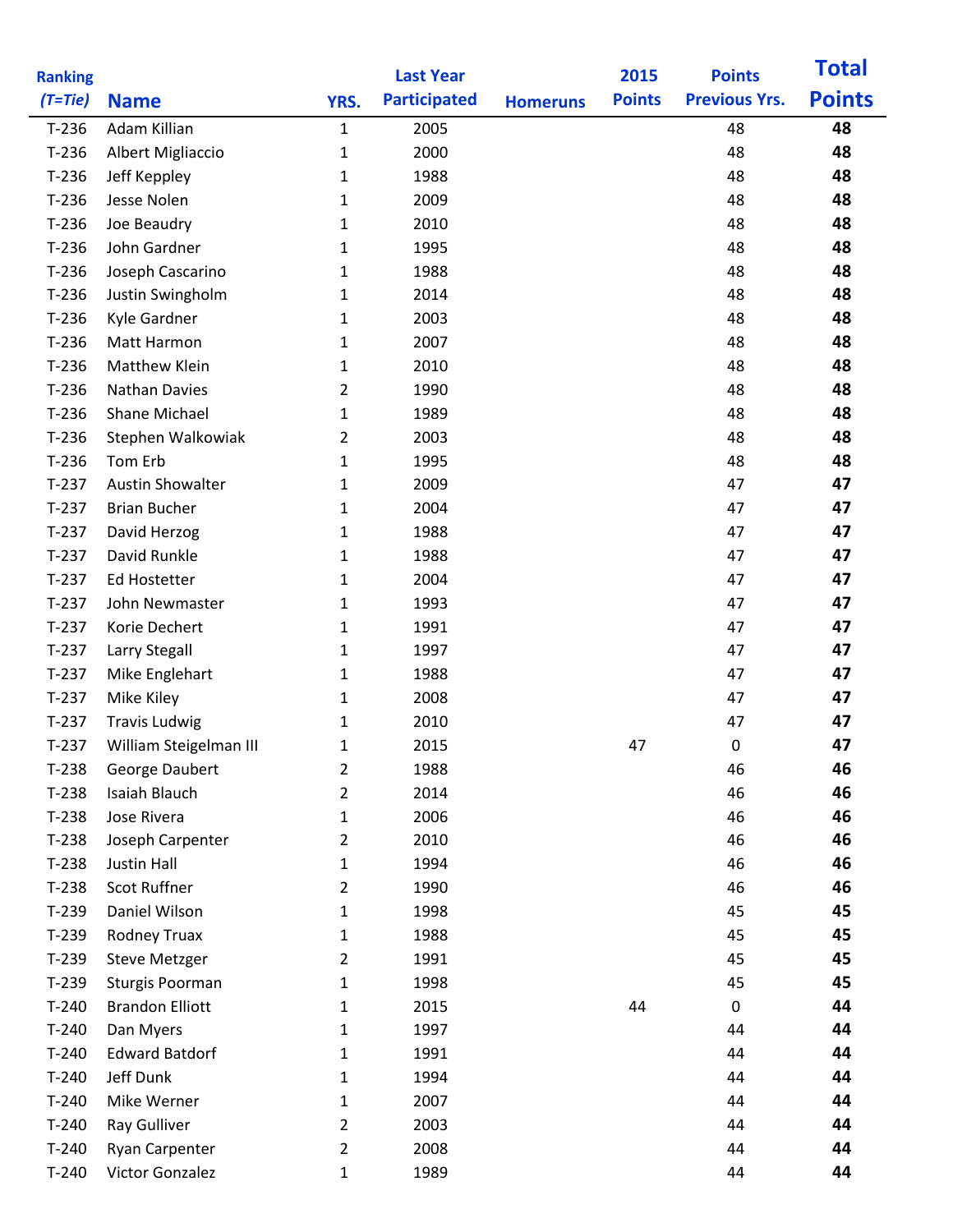| Ranking (T=Tie) | Name | YRS. | Last Year Participated | Homeruns | 2015 Points | Points Previous Yrs. | Total Points |
|---|---|---|---|---|---|---|---|
| T-236 | Adam Killian | 1 | 2005 | | | 48 | **48** |
| T-236 | Albert Migliaccio | 1 | 2000 | | | 48 | **48** |
| T-236 | Jeff Keppley | 1 | 1988 | | | 48 | **48** |
| T-236 | Jesse Nolen | 1 | 2009 | | | 48 | **48** |
| T-236 | Joe Beaudry | 1 | 2010 | | | 48 | **48** |
| T-236 | John Gardner | 1 | 1995 | | | 48 | **48** |
| T-236 | Joseph Cascarino | 1 | 1988 | | | 48 | **48** |
| T-236 | Justin Swingholm | 1 | 2014 | | | 48 | **48** |
| T-236 | Kyle Gardner | 1 | 2003 | | | 48 | **48** |
| T-236 | Matt Harmon | 1 | 2007 | | | 48 | **48** |
| T-236 | Matthew Klein | 1 | 2010 | | | 48 | **48** |
| T-236 | Nathan Davies | 2 | 1990 | | | 48 | **48** |
| T-236 | Shane Michael | 1 | 1989 | | | 48 | **48** |
| T-236 | Stephen Walkowiak | 2 | 2003 | | | 48 | **48** |
| T-236 | Tom Erb | 1 | 1995 | | | 48 | **48** |
| T-237 | Austin Showalter | 1 | 2009 | | | 47 | **47** |
| T-237 | Brian Bucher | 1 | 2004 | | | 47 | **47** |
| T-237 | David Herzog | 1 | 1988 | | | 47 | **47** |
| T-237 | David Runkle | 1 | 1988 | | | 47 | **47** |
| T-237 | Ed Hostetter | 1 | 2004 | | | 47 | **47** |
| T-237 | John Newmaster | 1 | 1993 | | | 47 | **47** |
| T-237 | Korie Dechert | 1 | 1991 | | | 47 | **47** |
| T-237 | Larry Stegall | 1 | 1997 | | | 47 | **47** |
| T-237 | Mike Englehart | 1 | 1988 | | | 47 | **47** |
| T-237 | Mike Kiley | 1 | 2008 | | | 47 | **47** |
| T-237 | Travis Ludwig | 1 | 2010 | | | 47 | **47** |
| T-237 | William Steigelman III | 1 | 2015 | | 47 | 0 | **47** |
| T-238 | George Daubert | 2 | 1988 | | | 46 | **46** |
| T-238 | Isaiah Blauch | 2 | 2014 | | | 46 | **46** |
| T-238 | Jose Rivera | 1 | 2006 | | | 46 | **46** |
| T-238 | Joseph Carpenter | 2 | 2010 | | | 46 | **46** |
| T-238 | Justin Hall | 1 | 1994 | | | 46 | **46** |
| T-238 | Scot Ruffner | 2 | 1990 | | | 46 | **46** |
| T-239 | Daniel Wilson | 1 | 1998 | | | 45 | **45** |
| T-239 | Rodney Truax | 1 | 1988 | | | 45 | **45** |
| T-239 | Steve Metzger | 2 | 1991 | | | 45 | **45** |
| T-239 | Sturgis Poorman | 1 | 1998 | | | 45 | **45** |
| T-240 | Brandon Elliott | 1 | 2015 | | 44 | 0 | **44** |
| T-240 | Dan Myers | 1 | 1997 | | | 44 | **44** |
| T-240 | Edward Batdorf | 1 | 1991 | | | 44 | **44** |
| T-240 | Jeff Dunk | 1 | 1994 | | | 44 | **44** |
| T-240 | Mike Werner | 1 | 2007 | | | 44 | **44** |
| T-240 | Ray Gulliver | 2 | 2003 | | | 44 | **44** |
| T-240 | Ryan Carpenter | 2 | 2008 | | | 44 | **44** |
| T-240 | Victor Gonzalez | 1 | 1989 | | | 44 | **44** |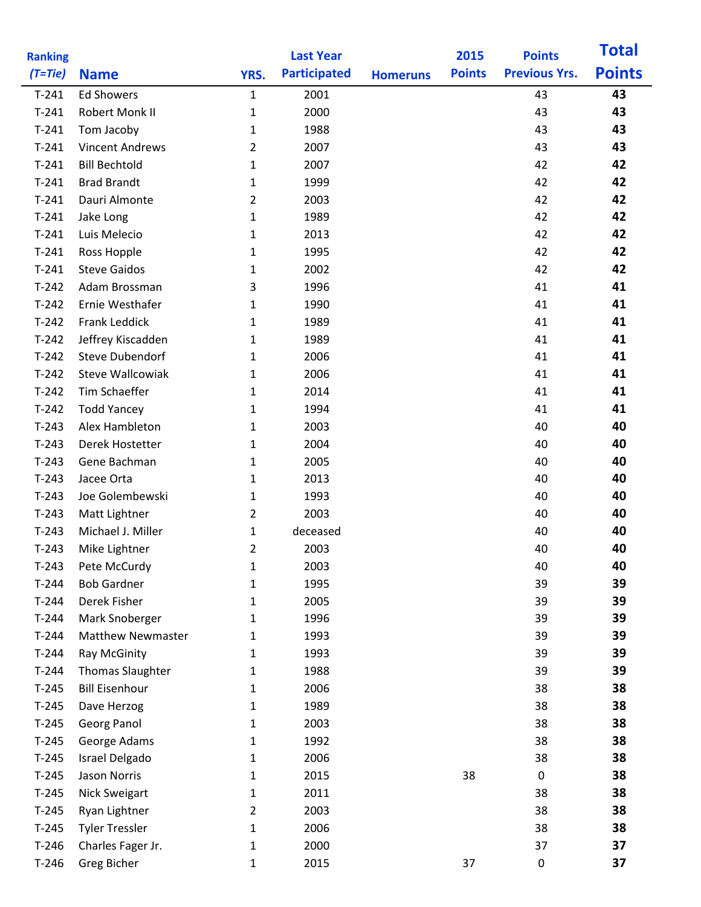| Ranking (T=Tie) | Name | YRS. | Last Year Participated | Homeruns | 2015 Points | Points Previous Yrs. | Total Points |
|---|---|---|---|---|---|---|---|
| T-241 | Ed Showers | 1 | 2001 | | | 43 | **43** |
| T-241 | Robert Monk II | 1 | 2000 | | | 43 | **43** |
| T-241 | Tom Jacoby | 1 | 1988 | | | 43 | **43** |
| T-241 | Vincent Andrews | 2 | 2007 | | | 43 | **43** |
| T-241 | Bill Bechtold | 1 | 2007 | | | 42 | **42** |
| T-241 | Brad Brandt | 1 | 1999 | | | 42 | **42** |
| T-241 | Dauri Almonte | 2 | 2003 | | | 42 | **42** |
| T-241 | Jake Long | 1 | 1989 | | | 42 | **42** |
| T-241 | Luis Melecio | 1 | 2013 | | | 42 | **42** |
| T-241 | Ross Hopple | 1 | 1995 | | | 42 | **42** |
| T-241 | Steve Gaidos | 1 | 2002 | | | 42 | **42** |
| T-242 | Adam Brossman | 3 | 1996 | | | 41 | **41** |
| T-242 | Ernie Westhafer | 1 | 1990 | | | 41 | **41** |
| T-242 | Frank Leddick | 1 | 1989 | | | 41 | **41** |
| T-242 | Jeffrey Kiscadden | 1 | 1989 | | | 41 | **41** |
| T-242 | Steve Dubendorf | 1 | 2006 | | | 41 | **41** |
| T-242 | Steve Wallcowiak | 1 | 2006 | | | 41 | **41** |
| T-242 | Tim Schaeffer | 1 | 2014 | | | 41 | **41** |
| T-242 | Todd Yancey | 1 | 1994 | | | 41 | **41** |
| T-243 | Alex Hambleton | 1 | 2003 | | | 40 | **40** |
| T-243 | Derek Hostetter | 1 | 2004 | | | 40 | **40** |
| T-243 | Gene Bachman | 1 | 2005 | | | 40 | **40** |
| T-243 | Jacee Orta | 1 | 2013 | | | 40 | **40** |
| T-243 | Joe Golembewski | 1 | 1993 | | | 40 | **40** |
| T-243 | Matt Lightner | 2 | 2003 | | | 40 | **40** |
| T-243 | Michael J. Miller | 1 | deceased | | | 40 | **40** |
| T-243 | Mike Lightner | 2 | 2003 | | | 40 | **40** |
| T-243 | Pete McCurdy | 1 | 2003 | | | 40 | **40** |
| T-244 | Bob Gardner | 1 | 1995 | | | 39 | **39** |
| T-244 | Derek Fisher | 1 | 2005 | | | 39 | **39** |
| T-244 | Mark Snoberger | 1 | 1996 | | | 39 | **39** |
| T-244 | Matthew Newmaster | 1 | 1993 | | | 39 | **39** |
| T-244 | Ray McGinity | 1 | 1993 | | | 39 | **39** |
| T-244 | Thomas Slaughter | 1 | 1988 | | | 39 | **39** |
| T-245 | Bill Eisenhour | 1 | 2006 | | | 38 | **38** |
| T-245 | Dave Herzog | 1 | 1989 | | | 38 | **38** |
| T-245 | Georg Panol | 1 | 2003 | | | 38 | **38** |
| T-245 | George Adams | 1 | 1992 | | | 38 | **38** |
| T-245 | Israel Delgado | 1 | 2006 | | | 38 | **38** |
| T-245 | Jason Norris | 1 | 2015 | | 38 | 0 | **38** |
| T-245 | Nick Sweigart | 1 | 2011 | | | 38 | **38** |
| T-245 | Ryan Lightner | 2 | 2003 | | | 38 | **38** |
| T-245 | Tyler Tressler | 1 | 2006 | | | 38 | **38** |
| T-246 | Charles Fager Jr. | 1 | 2000 | | | 37 | **37** |
| T-246 | Greg Bicher | 1 | 2015 | | 37 | 0 | **37** |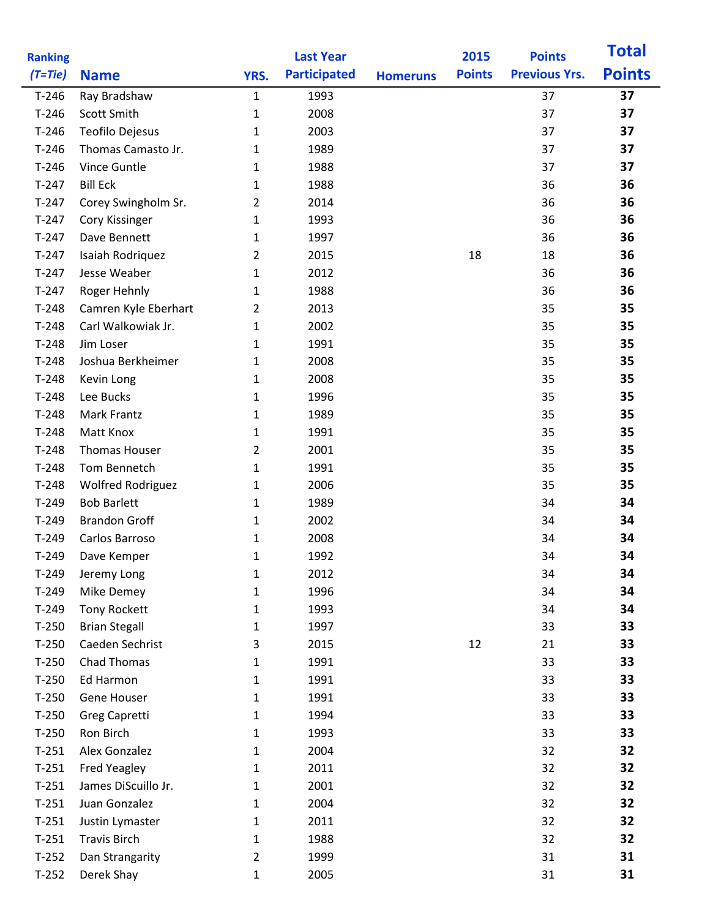| Ranking (T=Tie) | Name | YRS. | Last Year Participated | Homeruns | 2015 Points | Points Previous Yrs. | Total Points |
|---|---|---|---|---|---|---|---|
| T-246 | Ray Bradshaw | 1 | 1993 | | | 37 | **37** |
| T-246 | Scott Smith | 1 | 2008 | | | 37 | **37** |
| T-246 | Teofilo Dejesus | 1 | 2003 | | | 37 | **37** |
| T-246 | Thomas Camasto Jr. | 1 | 1989 | | | 37 | **37** |
| T-246 | Vince Guntle | 1 | 1988 | | | 37 | **37** |
| T-247 | Bill Eck | 1 | 1988 | | | 36 | **36** |
| T-247 | Corey Swingholm Sr. | 2 | 2014 | | | 36 | **36** |
| T-247 | Cory Kissinger | 1 | 1993 | | | 36 | **36** |
| T-247 | Dave Bennett | 1 | 1997 | | | 36 | **36** |
| T-247 | Isaiah Rodriquez | 2 | 2015 | | 18 | 18 | **36** |
| T-247 | Jesse Weaber | 1 | 2012 | | | 36 | **36** |
| T-247 | Roger Hehnly | 1 | 1988 | | | 36 | **36** |
| T-248 | Camren Kyle Eberhart | 2 | 2013 | | | 35 | **35** |
| T-248 | Carl Walkowiak Jr. | 1 | 2002 | | | 35 | **35** |
| T-248 | Jim Loser | 1 | 1991 | | | 35 | **35** |
| T-248 | Joshua Berkheimer | 1 | 2008 | | | 35 | **35** |
| T-248 | Kevin Long | 1 | 2008 | | | 35 | **35** |
| T-248 | Lee Bucks | 1 | 1996 | | | 35 | **35** |
| T-248 | Mark Frantz | 1 | 1989 | | | 35 | **35** |
| T-248 | Matt Knox | 1 | 1991 | | | 35 | **35** |
| T-248 | Thomas Houser | 2 | 2001 | | | 35 | **35** |
| T-248 | Tom Bennetch | 1 | 1991 | | | 35 | **35** |
| T-248 | Wolfred Rodriguez | 1 | 2006 | | | 35 | **35** |
| T-249 | Bob Barlett | 1 | 1989 | | | 34 | **34** |
| T-249 | Brandon Groff | 1 | 2002 | | | 34 | **34** |
| T-249 | Carlos Barroso | 1 | 2008 | | | 34 | **34** |
| T-249 | Dave Kemper | 1 | 1992 | | | 34 | **34** |
| T-249 | Jeremy Long | 1 | 2012 | | | 34 | **34** |
| T-249 | Mike Demey | 1 | 1996 | | | 34 | **34** |
| T-249 | Tony Rockett | 1 | 1993 | | | 34 | **34** |
| T-250 | Brian Stegall | 1 | 1997 | | | 33 | **33** |
| T-250 | Caeden Sechrist | 3 | 2015 | | 12 | 21 | **33** |
| T-250 | Chad Thomas | 1 | 1991 | | | 33 | **33** |
| T-250 | Ed Harmon | 1 | 1991 | | | 33 | **33** |
| T-250 | Gene Houser | 1 | 1991 | | | 33 | **33** |
| T-250 | Greg Capretti | 1 | 1994 | | | 33 | **33** |
| T-250 | Ron Birch | 1 | 1993 | | | 33 | **33** |
| T-251 | Alex Gonzalez | 1 | 2004 | | | 32 | **32** |
| T-251 | Fred Yeagley | 1 | 2011 | | | 32 | **32** |
| T-251 | James DiScuillo Jr. | 1 | 2001 | | | 32 | **32** |
| T-251 | Juan Gonzalez | 1 | 2004 | | | 32 | **32** |
| T-251 | Justin Lymaster | 1 | 2011 | | | 32 | **32** |
| T-251 | Travis Birch | 1 | 1988 | | | 32 | **32** |
| T-252 | Dan Strangarity | 2 | 1999 | | | 31 | **31** |
| T-252 | Derek Shay | 1 | 2005 | | | 31 | **31** |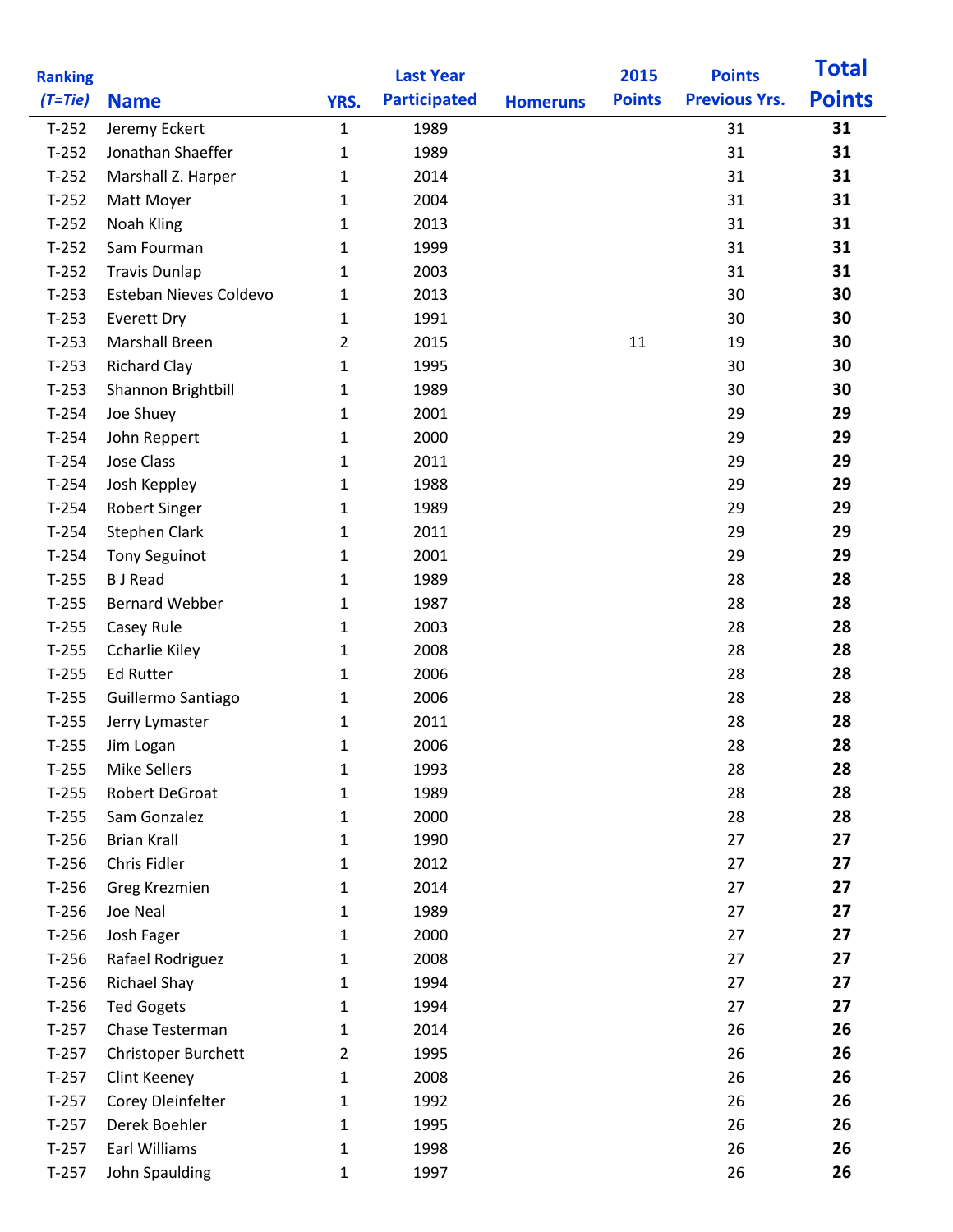| Ranking (T=Tie) | Name | YRS. | Last Year Participated | Homeruns | 2015 Points | Points Previous Yrs. | Total Points |
|---|---|---|---|---|---|---|---|
| T-252 | Jeremy Eckert | 1 | 1989 | | | 31 | **31** |
| T-252 | Jonathan Shaeffer | 1 | 1989 | | | 31 | **31** |
| T-252 | Marshall Z. Harper | 1 | 2014 | | | 31 | **31** |
| T-252 | Matt Moyer | 1 | 2004 | | | 31 | **31** |
| T-252 | Noah Kling | 1 | 2013 | | | 31 | **31** |
| T-252 | Sam Fourman | 1 | 1999 | | | 31 | **31** |
| T-252 | Travis Dunlap | 1 | 2003 | | | 31 | **31** |
| T-253 | Esteban Nieves Coldevo | 1 | 2013 | | | 30 | **30** |
| T-253 | Everett Dry | 1 | 1991 | | | 30 | **30** |
| T-253 | Marshall Breen | 2 | 2015 | | 11 | 19 | **30** |
| T-253 | Richard Clay | 1 | 1995 | | | 30 | **30** |
| T-253 | Shannon Brightbill | 1 | 1989 | | | 30 | **30** |
| T-254 | Joe Shuey | 1 | 2001 | | | 29 | **29** |
| T-254 | John Reppert | 1 | 2000 | | | 29 | **29** |
| T-254 | Jose Class | 1 | 2011 | | | 29 | **29** |
| T-254 | Josh Keppley | 1 | 1988 | | | 29 | **29** |
| T-254 | Robert Singer | 1 | 1989 | | | 29 | **29** |
| T-254 | Stephen Clark | 1 | 2011 | | | 29 | **29** |
| T-254 | Tony Seguinot | 1 | 2001 | | | 29 | **29** |
| T-255 | B J Read | 1 | 1989 | | | 28 | **28** |
| T-255 | Bernard Webber | 1 | 1987 | | | 28 | **28** |
| T-255 | Casey Rule | 1 | 2003 | | | 28 | **28** |
| T-255 | Ccharlie Kiley | 1 | 2008 | | | 28 | **28** |
| T-255 | Ed Rutter | 1 | 2006 | | | 28 | **28** |
| T-255 | Guillermo Santiago | 1 | 2006 | | | 28 | **28** |
| T-255 | Jerry Lymaster | 1 | 2011 | | | 28 | **28** |
| T-255 | Jim Logan | 1 | 2006 | | | 28 | **28** |
| T-255 | Mike Sellers | 1 | 1993 | | | 28 | **28** |
| T-255 | Robert DeGroat | 1 | 1989 | | | 28 | **28** |
| T-255 | Sam Gonzalez | 1 | 2000 | | | 28 | **28** |
| T-256 | Brian Krall | 1 | 1990 | | | 27 | **27** |
| T-256 | Chris Fidler | 1 | 2012 | | | 27 | **27** |
| T-256 | Greg Krezmien | 1 | 2014 | | | 27 | **27** |
| T-256 | Joe Neal | 1 | 1989 | | | 27 | **27** |
| T-256 | Josh Fager | 1 | 2000 | | | 27 | **27** |
| T-256 | Rafael Rodriguez | 1 | 2008 | | | 27 | **27** |
| T-256 | Richael Shay | 1 | 1994 | | | 27 | **27** |
| T-256 | Ted Gogets | 1 | 1994 | | | 27 | **27** |
| T-257 | Chase Testerman | 1 | 2014 | | | 26 | **26** |
| T-257 | Christoper Burchett | 2 | 1995 | | | 26 | **26** |
| T-257 | Clint Keeney | 1 | 2008 | | | 26 | **26** |
| T-257 | Corey Dleinfelter | 1 | 1992 | | | 26 | **26** |
| T-257 | Derek Boehler | 1 | 1995 | | | 26 | **26** |
| T-257 | Earl Williams | 1 | 1998 | | | 26 | **26** |
| T-257 | John Spaulding | 1 | 1997 | | | 26 | **26** |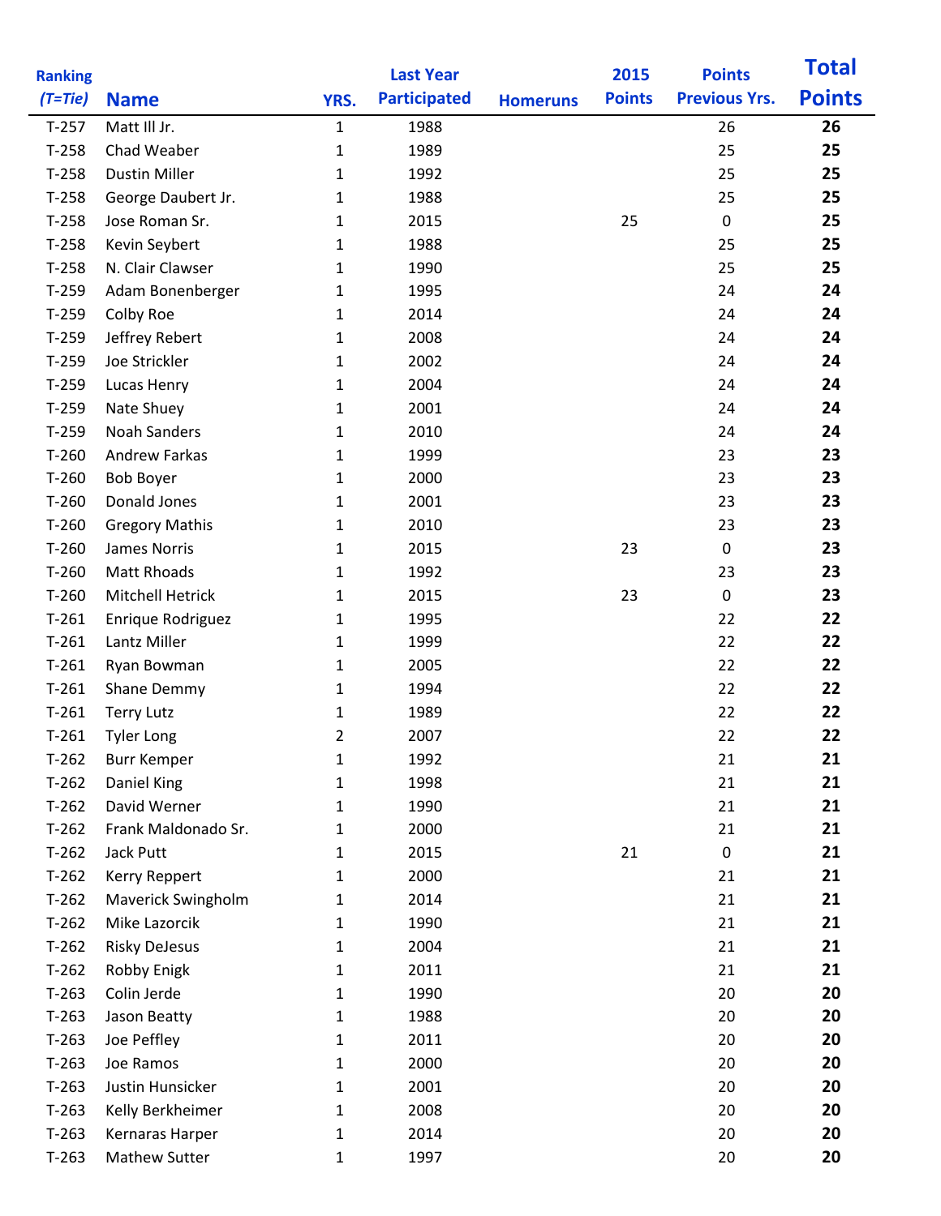| Ranking (T=Tie) | Name | YRS. | Last Year Participated | Homeruns | 2015 Points | Points Previous Yrs. | Total Points |
|---|---|---|---|---|---|---|---|
| T-257 | Matt Ill Jr. | 1 | 1988 | | | 26 | **26** |
| T-258 | Chad Weaber | 1 | 1989 | | | 25 | **25** |
| T-258 | Dustin Miller | 1 | 1992 | | | 25 | **25** |
| T-258 | George Daubert Jr. | 1 | 1988 | | | 25 | **25** |
| T-258 | Jose Roman Sr. | 1 | 2015 | | 25 | 0 | **25** |
| T-258 | Kevin Seybert | 1 | 1988 | | | 25 | **25** |
| T-258 | N. Clair Clawser | 1 | 1990 | | | 25 | **25** |
| T-259 | Adam Bonenberger | 1 | 1995 | | | 24 | **24** |
| T-259 | Colby Roe | 1 | 2014 | | | 24 | **24** |
| T-259 | Jeffrey Rebert | 1 | 2008 | | | 24 | **24** |
| T-259 | Joe Strickler | 1 | 2002 | | | 24 | **24** |
| T-259 | Lucas Henry | 1 | 2004 | | | 24 | **24** |
| T-259 | Nate Shuey | 1 | 2001 | | | 24 | **24** |
| T-259 | Noah Sanders | 1 | 2010 | | | 24 | **24** |
| T-260 | Andrew Farkas | 1 | 1999 | | | 23 | **23** |
| T-260 | Bob Boyer | 1 | 2000 | | | 23 | **23** |
| T-260 | Donald Jones | 1 | 2001 | | | 23 | **23** |
| T-260 | Gregory Mathis | 1 | 2010 | | | 23 | **23** |
| T-260 | James Norris | 1 | 2015 | | 23 | 0 | **23** |
| T-260 | Matt Rhoads | 1 | 1992 | | | 23 | **23** |
| T-260 | Mitchell Hetrick | 1 | 2015 | | 23 | 0 | **23** |
| T-261 | Enrique Rodriguez | 1 | 1995 | | | 22 | **22** |
| T-261 | Lantz Miller | 1 | 1999 | | | 22 | **22** |
| T-261 | Ryan Bowman | 1 | 2005 | | | 22 | **22** |
| T-261 | Shane Demmy | 1 | 1994 | | | 22 | **22** |
| T-261 | Terry Lutz | 1 | 1989 | | | 22 | **22** |
| T-261 | Tyler Long | 2 | 2007 | | | 22 | **22** |
| T-262 | Burr Kemper | 1 | 1992 | | | 21 | **21** |
| T-262 | Daniel King | 1 | 1998 | | | 21 | **21** |
| T-262 | David Werner | 1 | 1990 | | | 21 | **21** |
| T-262 | Frank Maldonado Sr. | 1 | 2000 | | | 21 | **21** |
| T-262 | Jack Putt | 1 | 2015 | | 21 | 0 | **21** |
| T-262 | Kerry Reppert | 1 | 2000 | | | 21 | **21** |
| T-262 | Maverick Swingholm | 1 | 2014 | | | 21 | **21** |
| T-262 | Mike Lazorcik | 1 | 1990 | | | 21 | **21** |
| T-262 | Risky DeJesus | 1 | 2004 | | | 21 | **21** |
| T-262 | Robby Enigk | 1 | 2011 | | | 21 | **21** |
| T-263 | Colin Jerde | 1 | 1990 | | | 20 | **20** |
| T-263 | Jason Beatty | 1 | 1988 | | | 20 | **20** |
| T-263 | Joe Peffley | 1 | 2011 | | | 20 | **20** |
| T-263 | Joe Ramos | 1 | 2000 | | | 20 | **20** |
| T-263 | Justin Hunsicker | 1 | 2001 | | | 20 | **20** |
| T-263 | Kelly Berkheimer | 1 | 2008 | | | 20 | **20** |
| T-263 | Kernaras Harper | 1 | 2014 | | | 20 | **20** |
| T-263 | Mathew Sutter | 1 | 1997 | | | 20 | **20** |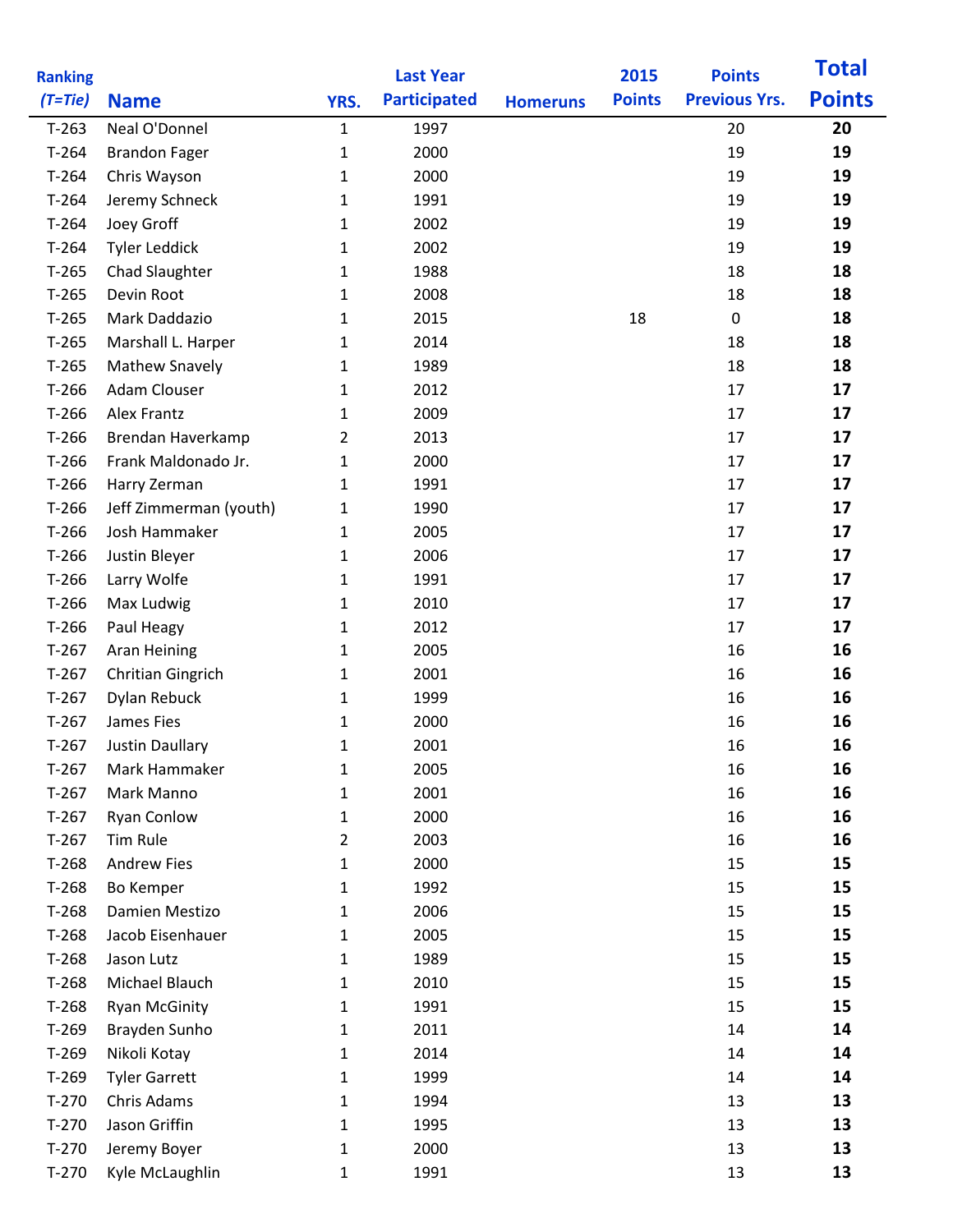| Ranking (T=Tie) | Name | YRS. | Last Year Participated | Homeruns | 2015 Points | Points Previous Yrs. | Total Points |
|---|---|---|---|---|---|---|---|
| T-263 | Neal O'Donnel | 1 | 1997 | | | 20 | **20** |
| T-264 | Brandon Fager | 1 | 2000 | | | 19 | **19** |
| T-264 | Chris Wayson | 1 | 2000 | | | 19 | **19** |
| T-264 | Jeremy Schneck | 1 | 1991 | | | 19 | **19** |
| T-264 | Joey Groff | 1 | 2002 | | | 19 | **19** |
| T-264 | Tyler Leddick | 1 | 2002 | | | 19 | **19** |
| T-265 | Chad Slaughter | 1 | 1988 | | | 18 | **18** |
| T-265 | Devin Root | 1 | 2008 | | | 18 | **18** |
| T-265 | Mark Daddazio | 1 | 2015 | | 18 | 0 | **18** |
| T-265 | Marshall L. Harper | 1 | 2014 | | | 18 | **18** |
| T-265 | Mathew Snavely | 1 | 1989 | | | 18 | **18** |
| T-266 | Adam Clouser | 1 | 2012 | | | 17 | **17** |
| T-266 | Alex Frantz | 1 | 2009 | | | 17 | **17** |
| T-266 | Brendan Haverkamp | 2 | 2013 | | | 17 | **17** |
| T-266 | Frank Maldonado Jr. | 1 | 2000 | | | 17 | **17** |
| T-266 | Harry Zerman | 1 | 1991 | | | 17 | **17** |
| T-266 | Jeff Zimmerman (youth) | 1 | 1990 | | | 17 | **17** |
| T-266 | Josh Hammaker | 1 | 2005 | | | 17 | **17** |
| T-266 | Justin Bleyer | 1 | 2006 | | | 17 | **17** |
| T-266 | Larry Wolfe | 1 | 1991 | | | 17 | **17** |
| T-266 | Max Ludwig | 1 | 2010 | | | 17 | **17** |
| T-266 | Paul Heagy | 1 | 2012 | | | 17 | **17** |
| T-267 | Aran Heining | 1 | 2005 | | | 16 | **16** |
| T-267 | Chritian Gingrich | 1 | 2001 | | | 16 | **16** |
| T-267 | Dylan Rebuck | 1 | 1999 | | | 16 | **16** |
| T-267 | James Fies | 1 | 2000 | | | 16 | **16** |
| T-267 | Justin Daullary | 1 | 2001 | | | 16 | **16** |
| T-267 | Mark Hammaker | 1 | 2005 | | | 16 | **16** |
| T-267 | Mark Manno | 1 | 2001 | | | 16 | **16** |
| T-267 | Ryan Conlow | 1 | 2000 | | | 16 | **16** |
| T-267 | Tim Rule | 2 | 2003 | | | 16 | **16** |
| T-268 | Andrew Fies | 1 | 2000 | | | 15 | **15** |
| T-268 | Bo Kemper | 1 | 1992 | | | 15 | **15** |
| T-268 | Damien Mestizo | 1 | 2006 | | | 15 | **15** |
| T-268 | Jacob Eisenhauer | 1 | 2005 | | | 15 | **15** |
| T-268 | Jason Lutz | 1 | 1989 | | | 15 | **15** |
| T-268 | Michael Blauch | 1 | 2010 | | | 15 | **15** |
| T-268 | Ryan McGinity | 1 | 1991 | | | 15 | **15** |
| T-269 | Brayden Sunho | 1 | 2011 | | | 14 | **14** |
| T-269 | Nikoli Kotay | 1 | 2014 | | | 14 | **14** |
| T-269 | Tyler Garrett | 1 | 1999 | | | 14 | **14** |
| T-270 | Chris Adams | 1 | 1994 | | | 13 | **13** |
| T-270 | Jason Griffin | 1 | 1995 | | | 13 | **13** |
| T-270 | Jeremy Boyer | 1 | 2000 | | | 13 | **13** |
| T-270 | Kyle McLaughlin | 1 | 1991 | | | 13 | **13** |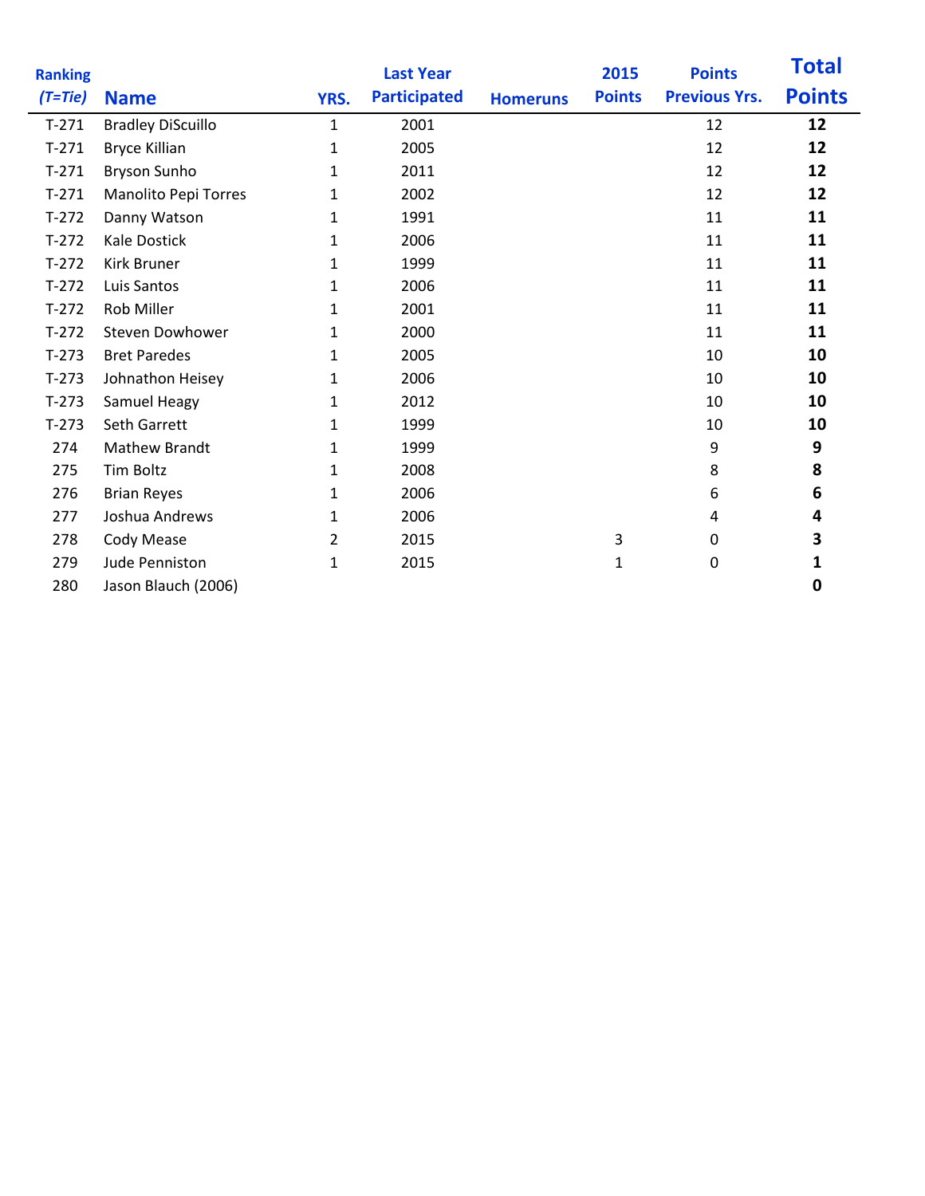| Ranking (T=Tie) | Name | YRS. | Last Year Participated | Homeruns | 2015 Points | Points Previous Yrs. | Total Points |
|---|---|---|---|---|---|---|---|
| T-271 | Bradley DiScuillo | 1 | 2001 | | | 12 | **12** |
| T-271 | Bryce Killian | 1 | 2005 | | | 12 | **12** |
| T-271 | Bryson Sunho | 1 | 2011 | | | 12 | **12** |
| T-271 | Manolito Pepi Torres | 1 | 2002 | | | 12 | **12** |
| T-272 | Danny Watson | 1 | 1991 | | | 11 | **11** |
| T-272 | Kale Dostick | 1 | 2006 | | | 11 | **11** |
| T-272 | Kirk Bruner | 1 | 1999 | | | 11 | **11** |
| T-272 | Luis Santos | 1 | 2006 | | | 11 | **11** |
| T-272 | Rob Miller | 1 | 2001 | | | 11 | **11** |
| T-272 | Steven Dowhower | 1 | 2000 | | | 11 | **11** |
| T-273 | Bret Paredes | 1 | 2005 | | | 10 | **10** |
| T-273 | Johnathon Heisey | 1 | 2006 | | | 10 | **10** |
| T-273 | Samuel Heagy | 1 | 2012 | | | 10 | **10** |
| T-273 | Seth Garrett | 1 | 1999 | | | 10 | **10** |
| 274 | Mathew Brandt | 1 | 1999 | | | 9 | **9** |
| 275 | Tim Boltz | 1 | 2008 | | | 8 | **8** |
| 276 | Brian Reyes | 1 | 2006 | | | 6 | **6** |
| 277 | Joshua Andrews | 1 | 2006 | | | 4 | **4** |
| 278 | Cody Mease | 2 | 2015 | | 3 | 0 | **3** |
| 279 | Jude Penniston | 1 | 2015 | | 1 | 0 | **1** |
| 280 | Jason Blauch (2006) | | | | | | **0** |